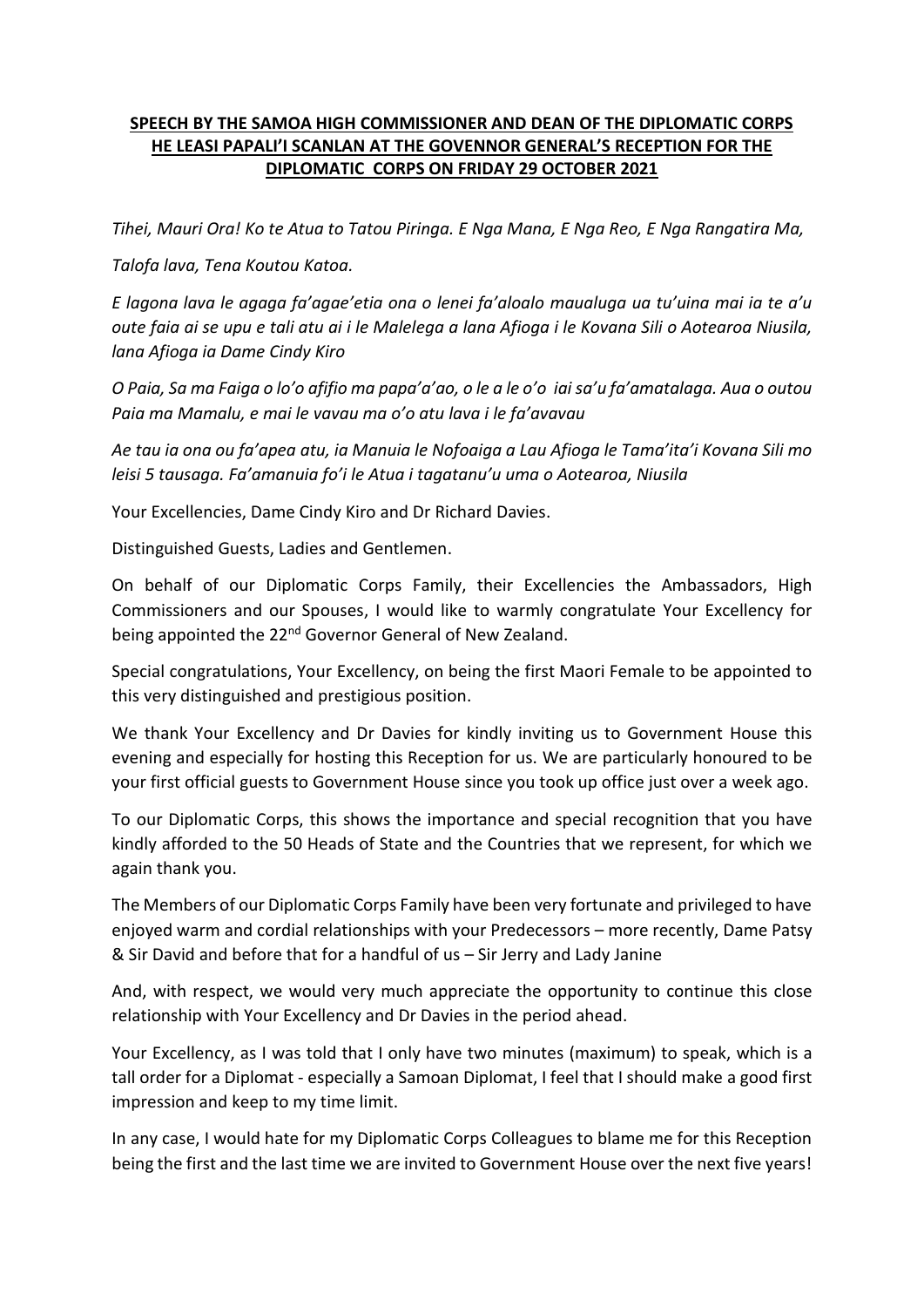**SPEECH BY THE SAMOA HIGH COMMISSIONER AND DEAN OF THE DIPLOMATIC CORPS HE LEASI PAPALI'I SCANLAN AT THE GOVENNOR GENERAL'S RECEPTION FOR THE DIPLOMATIC CORPS ON FRIDAY 29 OCTOBER 2021**

*Tihei, Mauri Ora! Ko te Atua to Tatou Piringa. E Nga Mana, E Nga Reo, E Nga Rangatira Ma,*

*Talofa lava, Tena Koutou Katoa.*

*E lagona lava le agaga fa'agae'etia ona o lenei fa'aloalo maualuga ua tu'uina mai ia te a'u oute faia ai se upu e tali atu ai i le Malelega a lana Afioga i le Kovana Sili o Aotearoa Niusila, lana Afioga ia Dame Cindy Kiro*

*O Paia, Sa ma Faiga o lo'o afifio ma papa'a'ao, o le a le o'o iai sa'u fa'amatalaga. Aua o outou Paia ma Mamalu, e mai le vavau ma o'o atu lava i le fa'avavau*

*Ae tau ia ona ou fa'apea atu, ia Manuia le Nofoaiga a Lau Afioga le Tama'ita'i Kovana Sili mo leisi 5 tausaga. Fa'amanuia fo'i le Atua i tagatanu'u uma o Aotearoa, Niusila*

Your Excellencies, Dame Cindy Kiro and Dr Richard Davies.

Distinguished Guests, Ladies and Gentlemen.

On behalf of our Diplomatic Corps Family, their Excellencies the Ambassadors, High Commissioners and our Spouses, I would like to warmly congratulate Your Excellency for being appointed the 22nd Governor General of New Zealand.

Special congratulations, Your Excellency, on being the first Maori Female to be appointed to this very distinguished and prestigious position.

We thank Your Excellency and Dr Davies for kindly inviting us to Government House this evening and especially for hosting this Reception for us. We are particularly honoured to be your first official guests to Government House since you took up office just over a week ago.

To our Diplomatic Corps, this shows the importance and special recognition that you have kindly afforded to the 50 Heads of State and the Countries that we represent, for which we again thank you.

The Members of our Diplomatic Corps Family have been very fortunate and privileged to have enjoyed warm and cordial relationships with your Predecessors – more recently, Dame Patsy & Sir David and before that for a handful of us – Sir Jerry and Lady Janine

And, with respect, we would very much appreciate the opportunity to continue this close relationship with Your Excellency and Dr Davies in the period ahead.

Your Excellency, as I was told that I only have two minutes (maximum) to speak, which is a tall order for a Diplomat - especially a Samoan Diplomat, I feel that I should make a good first impression and keep to my time limit.

In any case, I would hate for my Diplomatic Corps Colleagues to blame me for this Reception being the first and the last time we are invited to Government House over the next five years!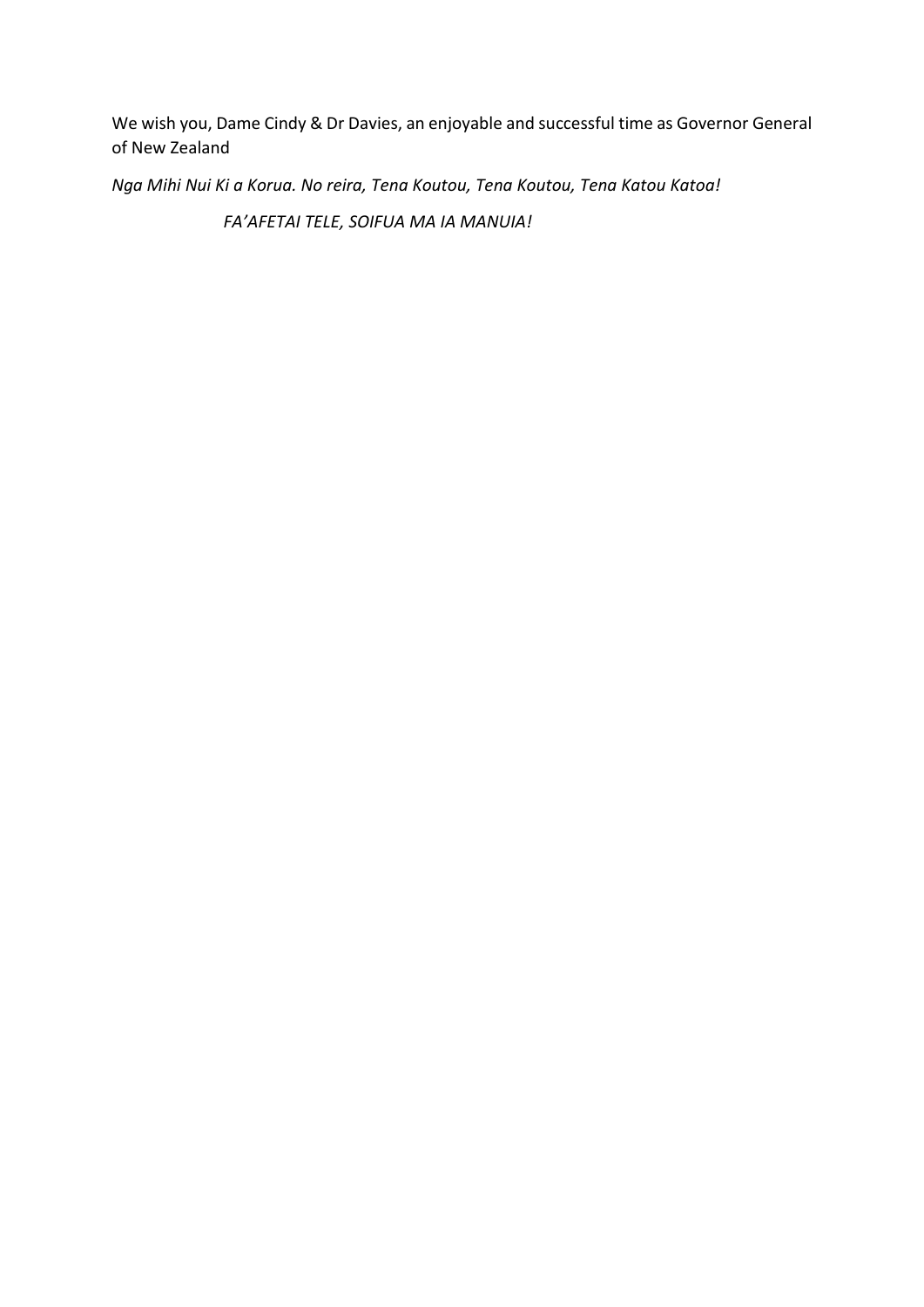We wish you, Dame Cindy & Dr Davies, an enjoyable and successful time as Governor General of New Zealand

*Nga Mihi Nui Ki a Korua. No reira, Tena Koutou, Tena Koutou, Tena Katou Katoa!*

*FA'AFETAI TELE, SOIFUA MA IA MANUIA!*